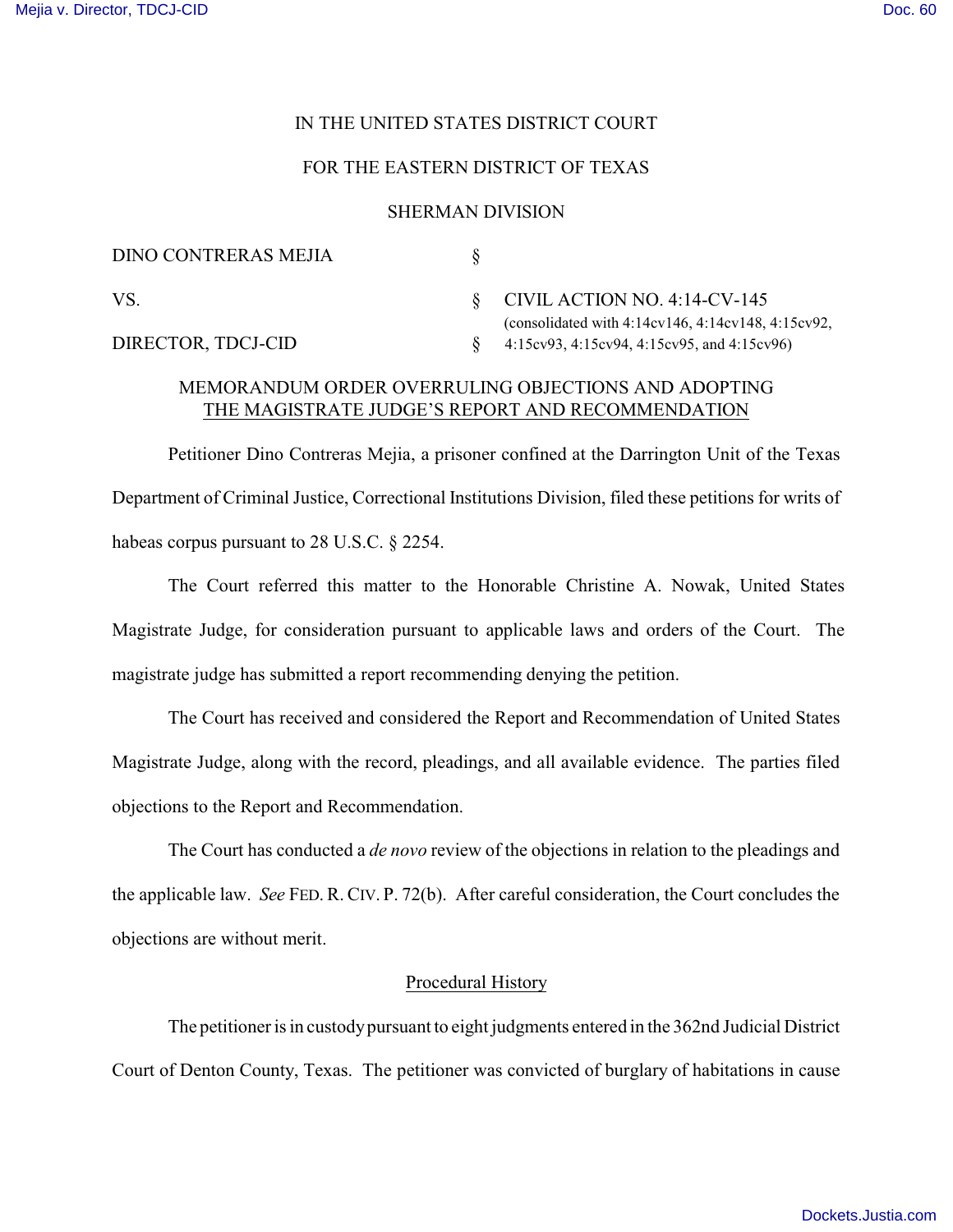IN THE UNITED STATES DISTRICT COURT

FOR THE EASTERN DISTRICT OF TEXAS

SHERMAN DIVISION

| | | |
|---|---|---|
| DINO CONTRERAS MEJIA | § | |
| VS. | § | CIVIL ACTION NO. 4:14-CV-145 (consolidated with 4:14cv146, 4:14cv148, 4:15cv92, 4:15cv93, 4:15cv94, 4:15cv95, and 4:15cv96) |
| DIRECTOR, TDCJ-CID | § | |

MEMORANDUM ORDER OVERRULING OBJECTIONS AND ADOPTING THE MAGISTRATE JUDGE'S REPORT AND RECOMMENDATION

Petitioner Dino Contreras Mejia, a prisoner confined at the Darrington Unit of the Texas Department of Criminal Justice, Correctional Institutions Division, filed these petitions for writs of habeas corpus pursuant to 28 U.S.C. § 2254.

The Court referred this matter to the Honorable Christine A. Nowak, United States Magistrate Judge, for consideration pursuant to applicable laws and orders of the Court. The magistrate judge has submitted a report recommending denying the petition.

The Court has received and considered the Report and Recommendation of United States Magistrate Judge, along with the record, pleadings, and all available evidence. The parties filed objections to the Report and Recommendation.

The Court has conducted a *de novo* review of the objections in relation to the pleadings and the applicable law. *See* FED. R. CIV. P. 72(b). After careful consideration, the Court concludes the objections are without merit.

Procedural History

The petitioner is in custody pursuant to eight judgments entered in the 362nd Judicial District Court of Denton County, Texas. The petitioner was convicted of burglary of habitations in cause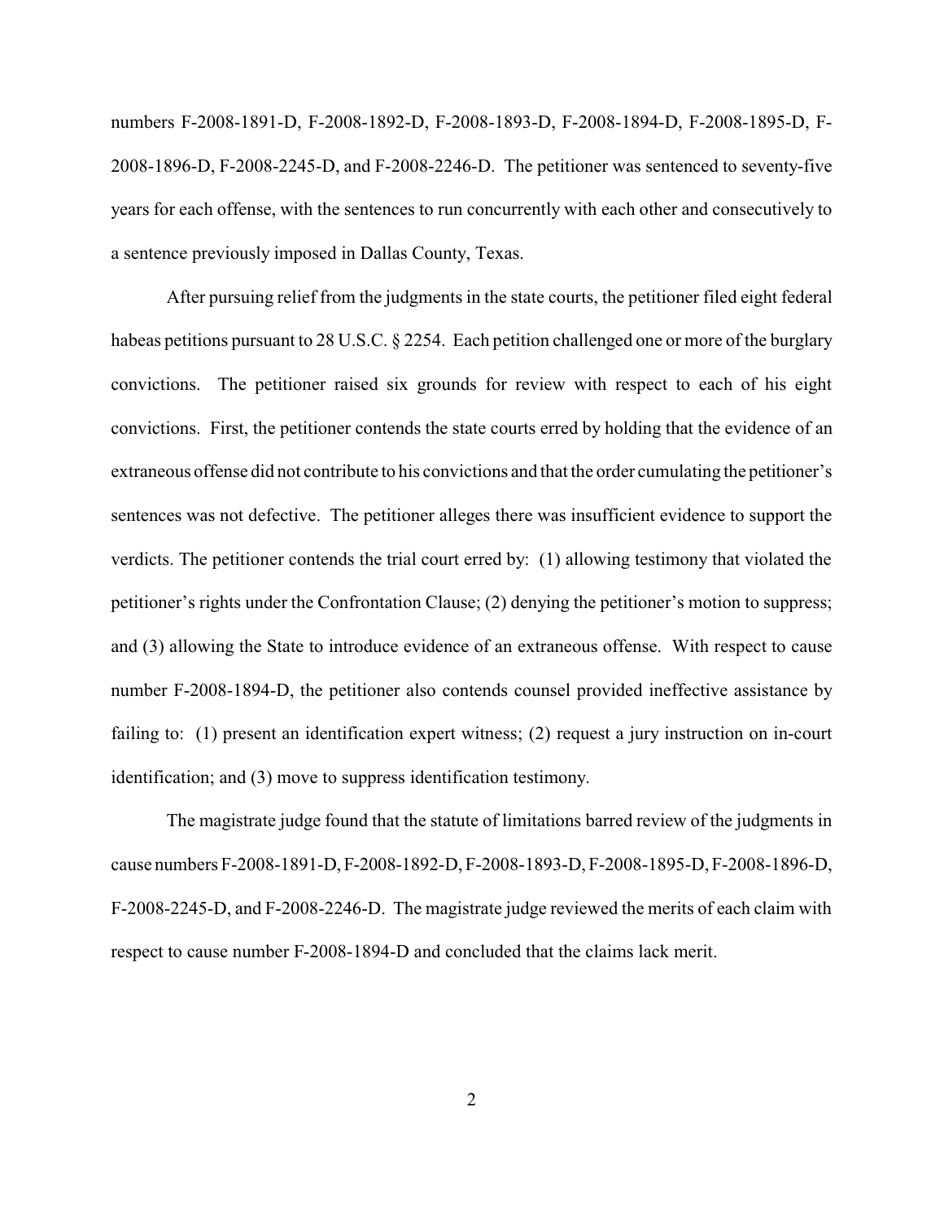numbers F-2008-1891-D, F-2008-1892-D, F-2008-1893-D, F-2008-1894-D, F-2008-1895-D, F-2008-1896-D, F-2008-2245-D, and F-2008-2246-D. The petitioner was sentenced to seventy-five years for each offense, with the sentences to run concurrently with each other and consecutively to a sentence previously imposed in Dallas County, Texas.

After pursuing relief from the judgments in the state courts, the petitioner filed eight federal habeas petitions pursuant to 28 U.S.C. § 2254. Each petition challenged one or more of the burglary convictions. The petitioner raised six grounds for review with respect to each of his eight convictions. First, the petitioner contends the state courts erred by holding that the evidence of an extraneous offense did not contribute to his convictions and that the order cumulating the petitioner's sentences was not defective. The petitioner alleges there was insufficient evidence to support the verdicts. The petitioner contends the trial court erred by: (1) allowing testimony that violated the petitioner's rights under the Confrontation Clause; (2) denying the petitioner's motion to suppress; and (3) allowing the State to introduce evidence of an extraneous offense. With respect to cause number F-2008-1894-D, the petitioner also contends counsel provided ineffective assistance by failing to: (1) present an identification expert witness; (2) request a jury instruction on in-court identification; and (3) move to suppress identification testimony.

The magistrate judge found that the statute of limitations barred review of the judgments in cause numbers F-2008-1891-D, F-2008-1892-D, F-2008-1893-D, F-2008-1895-D, F-2008-1896-D, F-2008-2245-D, and F-2008-2246-D. The magistrate judge reviewed the merits of each claim with respect to cause number F-2008-1894-D and concluded that the claims lack merit.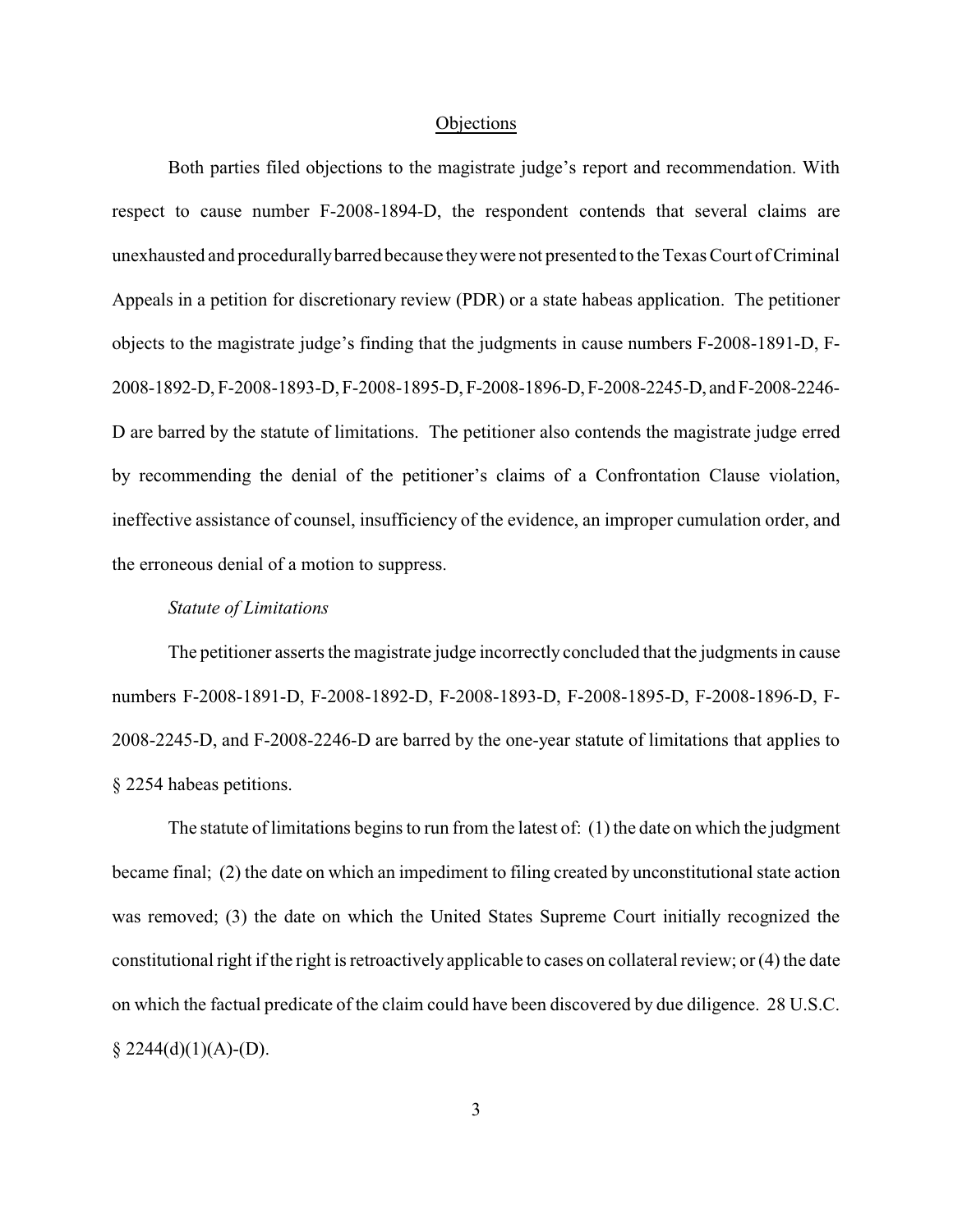## Objections

Both parties filed objections to the magistrate judge's report and recommendation. With respect to cause number F-2008-1894-D, the respondent contends that several claims are unexhausted and procedurally barred because they were not presented to the Texas Court of Criminal Appeals in a petition for discretionary review (PDR) or a state habeas application. The petitioner objects to the magistrate judge's finding that the judgments in cause numbers F-2008-1891-D, F-2008-1892-D, F-2008-1893-D, F-2008-1895-D, F-2008-1896-D, F-2008-2245-D, and F-2008-2246-D are barred by the statute of limitations. The petitioner also contends the magistrate judge erred by recommending the denial of the petitioner's claims of a Confrontation Clause violation, ineffective assistance of counsel, insufficiency of the evidence, an improper cumulation order, and the erroneous denial of a motion to suppress.

### *Statute of Limitations*

The petitioner asserts the magistrate judge incorrectly concluded that the judgments in cause numbers F-2008-1891-D, F-2008-1892-D, F-2008-1893-D, F-2008-1895-D, F-2008-1896-D, F-2008-2245-D, and F-2008-2246-D are barred by the one-year statute of limitations that applies to § 2254 habeas petitions.

The statute of limitations begins to run from the latest of: (1) the date on which the judgment became final; (2) the date on which an impediment to filing created by unconstitutional state action was removed; (3) the date on which the United States Supreme Court initially recognized the constitutional right if the right is retroactively applicable to cases on collateral review; or (4) the date on which the factual predicate of the claim could have been discovered by due diligence. 28 U.S.C. § 2244(d)(1)(A)-(D).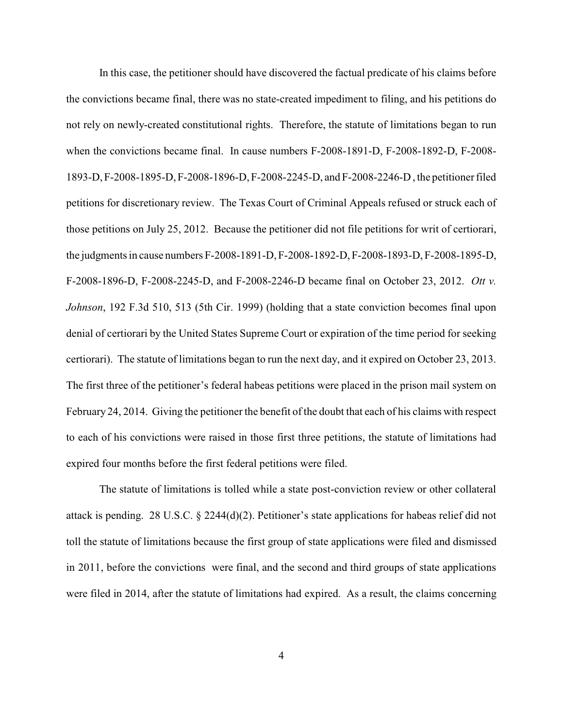In this case, the petitioner should have discovered the factual predicate of his claims before the convictions became final, there was no state-created impediment to filing, and his petitions do not rely on newly-created constitutional rights. Therefore, the statute of limitations began to run when the convictions became final. In cause numbers F-2008-1891-D, F-2008-1892-D, F-2008-1893-D, F-2008-1895-D, F-2008-1896-D, F-2008-2245-D, and F-2008-2246-D , the petitioner filed petitions for discretionary review. The Texas Court of Criminal Appeals refused or struck each of those petitions on July 25, 2012. Because the petitioner did not file petitions for writ of certiorari, the judgments in cause numbers F-2008-1891-D, F-2008-1892-D, F-2008-1893-D, F-2008-1895-D, F-2008-1896-D, F-2008-2245-D, and F-2008-2246-D became final on October 23, 2012. *Ott v. Johnson*, 192 F.3d 510, 513 (5th Cir. 1999) (holding that a state conviction becomes final upon denial of certiorari by the United States Supreme Court or expiration of the time period for seeking certiorari). The statute of limitations began to run the next day, and it expired on October 23, 2013. The first three of the petitioner's federal habeas petitions were placed in the prison mail system on February 24, 2014. Giving the petitioner the benefit of the doubt that each of his claims with respect to each of his convictions were raised in those first three petitions, the statute of limitations had expired four months before the first federal petitions were filed.

The statute of limitations is tolled while a state post-conviction review or other collateral attack is pending. 28 U.S.C. § 2244(d)(2). Petitioner's state applications for habeas relief did not toll the statute of limitations because the first group of state applications were filed and dismissed in 2011, before the convictions were final, and the second and third groups of state applications were filed in 2014, after the statute of limitations had expired. As a result, the claims concerning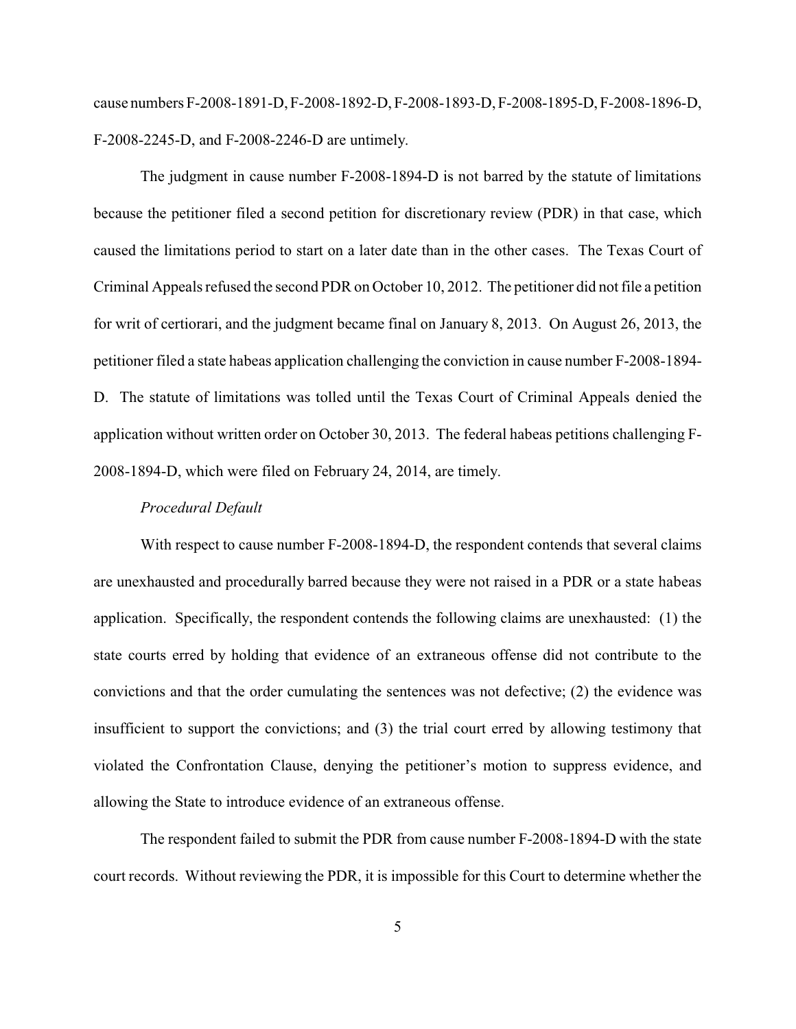cause numbers F-2008-1891-D, F-2008-1892-D, F-2008-1893-D, F-2008-1895-D, F-2008-1896-D, F-2008-2245-D, and F-2008-2246-D are untimely.

The judgment in cause number F-2008-1894-D is not barred by the statute of limitations because the petitioner filed a second petition for discretionary review (PDR) in that case, which caused the limitations period to start on a later date than in the other cases. The Texas Court of Criminal Appeals refused the second PDR on October 10, 2012. The petitioner did not file a petition for writ of certiorari, and the judgment became final on January 8, 2013. On August 26, 2013, the petitioner filed a state habeas application challenging the conviction in cause number F-2008-1894-D. The statute of limitations was tolled until the Texas Court of Criminal Appeals denied the application without written order on October 30, 2013. The federal habeas petitions challenging F-2008-1894-D, which were filed on February 24, 2014, are timely.

*Procedural Default*

With respect to cause number F-2008-1894-D, the respondent contends that several claims are unexhausted and procedurally barred because they were not raised in a PDR or a state habeas application. Specifically, the respondent contends the following claims are unexhausted: (1) the state courts erred by holding that evidence of an extraneous offense did not contribute to the convictions and that the order cumulating the sentences was not defective; (2) the evidence was insufficient to support the convictions; and (3) the trial court erred by allowing testimony that violated the Confrontation Clause, denying the petitioner's motion to suppress evidence, and allowing the State to introduce evidence of an extraneous offense.

The respondent failed to submit the PDR from cause number F-2008-1894-D with the state court records. Without reviewing the PDR, it is impossible for this Court to determine whether the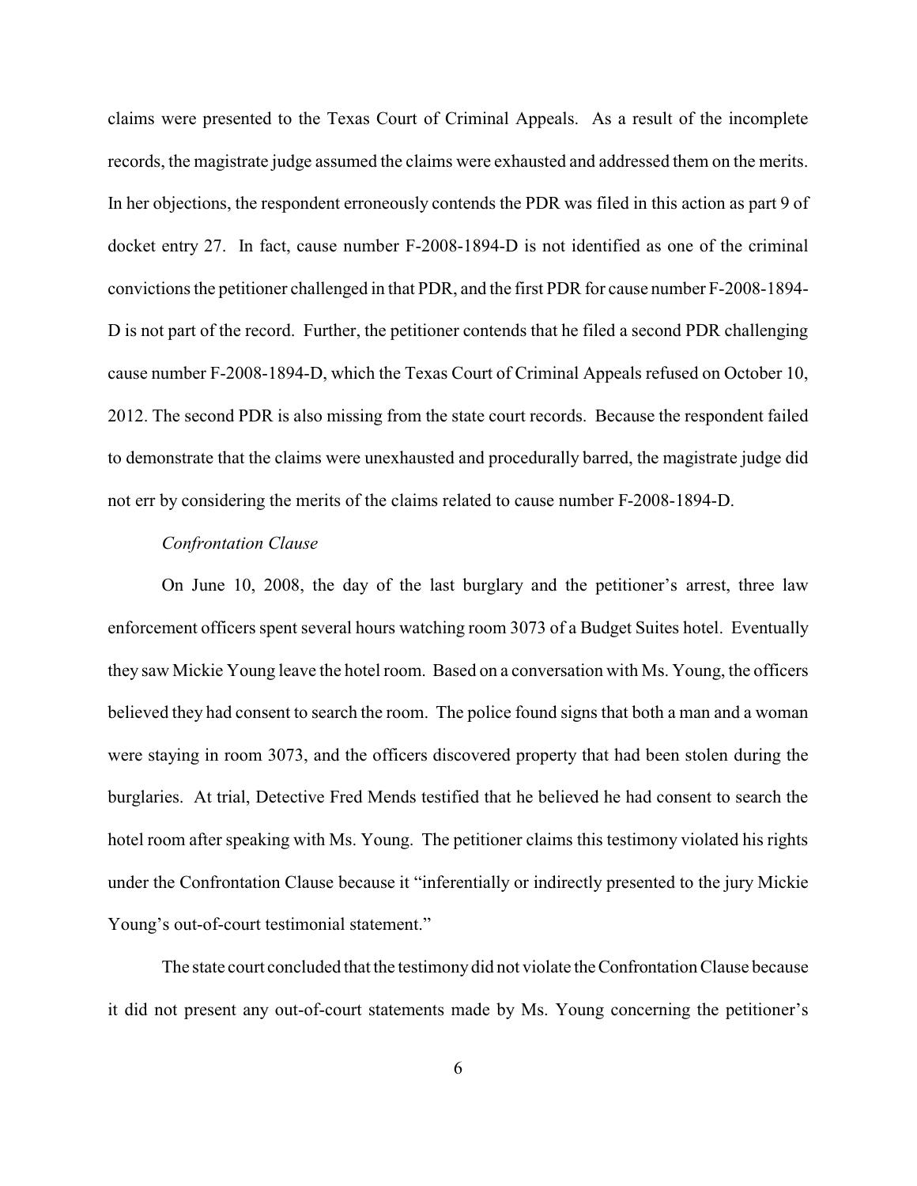claims were presented to the Texas Court of Criminal Appeals. As a result of the incomplete records, the magistrate judge assumed the claims were exhausted and addressed them on the merits. In her objections, the respondent erroneously contends the PDR was filed in this action as part 9 of docket entry 27. In fact, cause number F-2008-1894-D is not identified as one of the criminal convictions the petitioner challenged in that PDR, and the first PDR for cause number F-2008-1894-D is not part of the record. Further, the petitioner contends that he filed a second PDR challenging cause number F-2008-1894-D, which the Texas Court of Criminal Appeals refused on October 10, 2012. The second PDR is also missing from the state court records. Because the respondent failed to demonstrate that the claims were unexhausted and procedurally barred, the magistrate judge did not err by considering the merits of the claims related to cause number F-2008-1894-D.

*Confrontation Clause*

On June 10, 2008, the day of the last burglary and the petitioner's arrest, three law enforcement officers spent several hours watching room 3073 of a Budget Suites hotel. Eventually they saw Mickie Young leave the hotel room. Based on a conversation with Ms. Young, the officers believed they had consent to search the room. The police found signs that both a man and a woman were staying in room 3073, and the officers discovered property that had been stolen during the burglaries. At trial, Detective Fred Mends testified that he believed he had consent to search the hotel room after speaking with Ms. Young. The petitioner claims this testimony violated his rights under the Confrontation Clause because it "inferentially or indirectly presented to the jury Mickie Young's out-of-court testimonial statement."

The state court concluded that the testimony did not violate the Confrontation Clause because it did not present any out-of-court statements made by Ms. Young concerning the petitioner's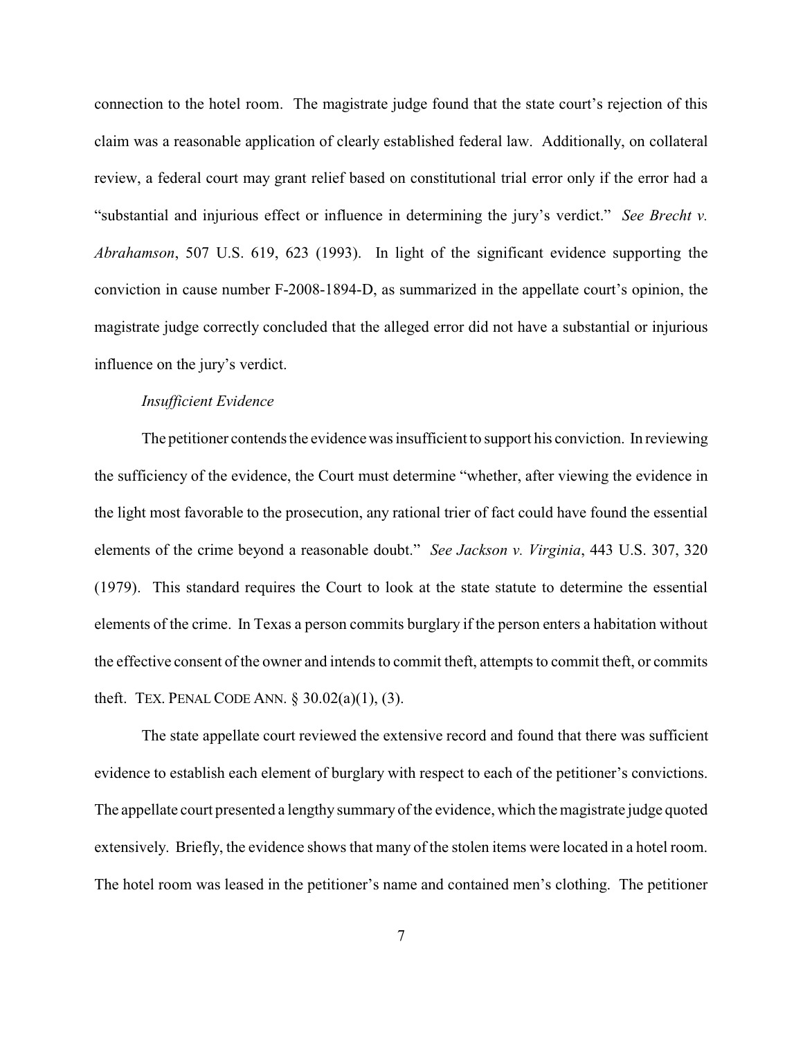connection to the hotel room. The magistrate judge found that the state court's rejection of this claim was a reasonable application of clearly established federal law. Additionally, on collateral review, a federal court may grant relief based on constitutional trial error only if the error had a "substantial and injurious effect or influence in determining the jury's verdict." *See Brecht v. Abrahamson*, 507 U.S. 619, 623 (1993). In light of the significant evidence supporting the conviction in cause number F-2008-1894-D, as summarized in the appellate court's opinion, the magistrate judge correctly concluded that the alleged error did not have a substantial or injurious influence on the jury's verdict.

*Insufficient Evidence*

The petitioner contends the evidence was insufficient to support his conviction. In reviewing the sufficiency of the evidence, the Court must determine "whether, after viewing the evidence in the light most favorable to the prosecution, any rational trier of fact could have found the essential elements of the crime beyond a reasonable doubt." *See Jackson v. Virginia*, 443 U.S. 307, 320 (1979). This standard requires the Court to look at the state statute to determine the essential elements of the crime. In Texas a person commits burglary if the person enters a habitation without the effective consent of the owner and intends to commit theft, attempts to commit theft, or commits theft. TEX. PENAL CODE ANN. § 30.02(a)(1), (3).

The state appellate court reviewed the extensive record and found that there was sufficient evidence to establish each element of burglary with respect to each of the petitioner's convictions. The appellate court presented a lengthy summary of the evidence, which the magistrate judge quoted extensively. Briefly, the evidence shows that many of the stolen items were located in a hotel room. The hotel room was leased in the petitioner's name and contained men's clothing. The petitioner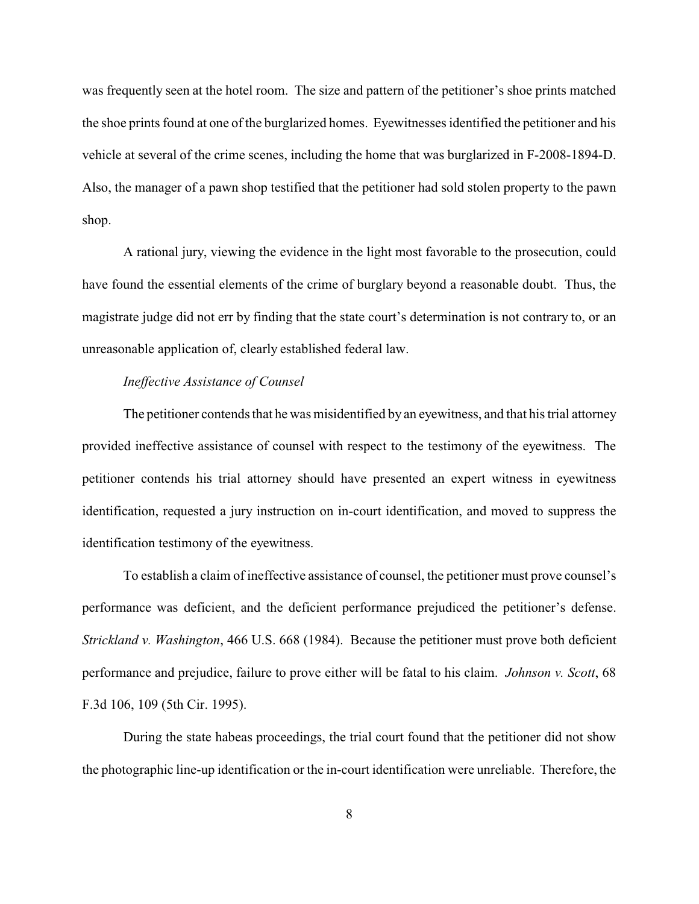was frequently seen at the hotel room. The size and pattern of the petitioner's shoe prints matched the shoe prints found at one of the burglarized homes. Eyewitnesses identified the petitioner and his vehicle at several of the crime scenes, including the home that was burglarized in F-2008-1894-D. Also, the manager of a pawn shop testified that the petitioner had sold stolen property to the pawn shop.

A rational jury, viewing the evidence in the light most favorable to the prosecution, could have found the essential elements of the crime of burglary beyond a reasonable doubt. Thus, the magistrate judge did not err by finding that the state court's determination is not contrary to, or an unreasonable application of, clearly established federal law.

*Ineffective Assistance of Counsel*

The petitioner contends that he was misidentified by an eyewitness, and that his trial attorney provided ineffective assistance of counsel with respect to the testimony of the eyewitness. The petitioner contends his trial attorney should have presented an expert witness in eyewitness identification, requested a jury instruction on in-court identification, and moved to suppress the identification testimony of the eyewitness.

To establish a claim of ineffective assistance of counsel, the petitioner must prove counsel's performance was deficient, and the deficient performance prejudiced the petitioner's defense. *Strickland v. Washington*, 466 U.S. 668 (1984). Because the petitioner must prove both deficient performance and prejudice, failure to prove either will be fatal to his claim. *Johnson v. Scott*, 68 F.3d 106, 109 (5th Cir. 1995).

During the state habeas proceedings, the trial court found that the petitioner did not show the photographic line-up identification or the in-court identification were unreliable. Therefore, the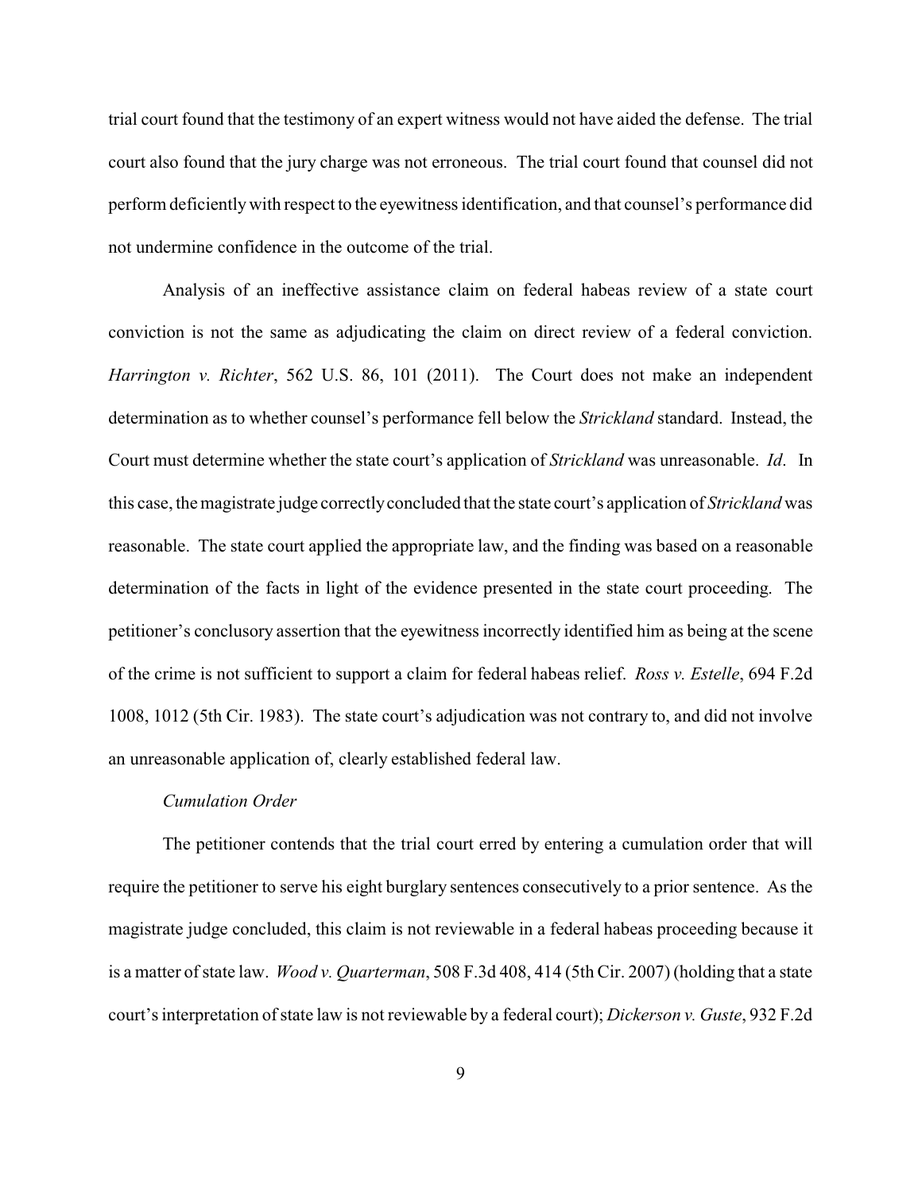trial court found that the testimony of an expert witness would not have aided the defense. The trial court also found that the jury charge was not erroneous. The trial court found that counsel did not perform deficiently with respect to the eyewitness identification, and that counsel's performance did not undermine confidence in the outcome of the trial.

Analysis of an ineffective assistance claim on federal habeas review of a state court conviction is not the same as adjudicating the claim on direct review of a federal conviction. *Harrington v. Richter*, 562 U.S. 86, 101 (2011). The Court does not make an independent determination as to whether counsel's performance fell below the *Strickland* standard. Instead, the Court must determine whether the state court's application of *Strickland* was unreasonable. *Id*. In this case, the magistrate judge correctly concluded that the state court's application of *Strickland* was reasonable. The state court applied the appropriate law, and the finding was based on a reasonable determination of the facts in light of the evidence presented in the state court proceeding. The petitioner's conclusory assertion that the eyewitness incorrectly identified him as being at the scene of the crime is not sufficient to support a claim for federal habeas relief. *Ross v. Estelle*, 694 F.2d 1008, 1012 (5th Cir. 1983). The state court's adjudication was not contrary to, and did not involve an unreasonable application of, clearly established federal law.

*Cumulation Order*

The petitioner contends that the trial court erred by entering a cumulation order that will require the petitioner to serve his eight burglary sentences consecutively to a prior sentence. As the magistrate judge concluded, this claim is not reviewable in a federal habeas proceeding because it is a matter of state law. *Wood v. Quarterman*, 508 F.3d 408, 414 (5th Cir. 2007) (holding that a state court's interpretation of state law is not reviewable by a federal court); *Dickerson v. Guste*, 932 F.2d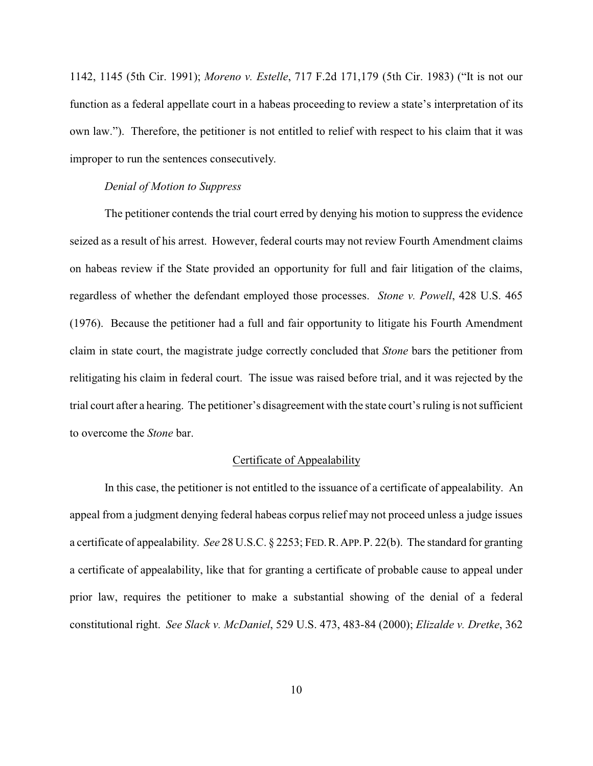1142, 1145 (5th Cir. 1991); *Moreno v. Estelle*, 717 F.2d 171,179 (5th Cir. 1983) ("It is not our function as a federal appellate court in a habeas proceeding to review a state's interpretation of its own law."). Therefore, the petitioner is not entitled to relief with respect to his claim that it was improper to run the sentences consecutively.

*Denial of Motion to Suppress*

The petitioner contends the trial court erred by denying his motion to suppress the evidence seized as a result of his arrest. However, federal courts may not review Fourth Amendment claims on habeas review if the State provided an opportunity for full and fair litigation of the claims, regardless of whether the defendant employed those processes. *Stone v. Powell*, 428 U.S. 465 (1976). Because the petitioner had a full and fair opportunity to litigate his Fourth Amendment claim in state court, the magistrate judge correctly concluded that *Stone* bars the petitioner from relitigating his claim in federal court. The issue was raised before trial, and it was rejected by the trial court after a hearing. The petitioner's disagreement with the state court's ruling is not sufficient to overcome the *Stone* bar.

<u>Certificate of Appealability</u>

In this case, the petitioner is not entitled to the issuance of a certificate of appealability. An appeal from a judgment denying federal habeas corpus relief may not proceed unless a judge issues a certificate of appealability. *See* 28 U.S.C. § 2253; FED. R. APP. P. 22(b). The standard for granting a certificate of appealability, like that for granting a certificate of probable cause to appeal under prior law, requires the petitioner to make a substantial showing of the denial of a federal constitutional right. *See Slack v. McDaniel*, 529 U.S. 473, 483-84 (2000); *Elizalde v. Dretke*, 362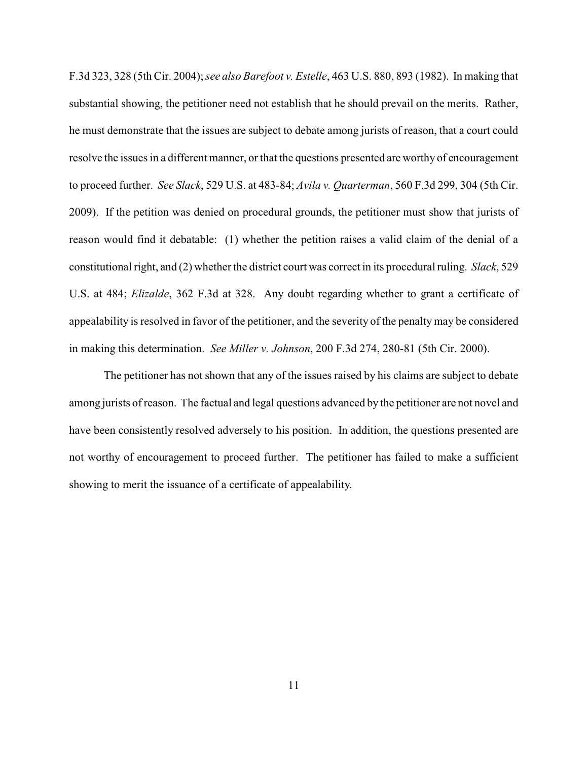F.3d 323, 328 (5th Cir. 2004); *see also Barefoot v. Estelle*, 463 U.S. 880, 893 (1982). In making that substantial showing, the petitioner need not establish that he should prevail on the merits. Rather, he must demonstrate that the issues are subject to debate among jurists of reason, that a court could resolve the issues in a different manner, or that the questions presented are worthy of encouragement to proceed further. *See Slack*, 529 U.S. at 483-84; *Avila v. Quarterman*, 560 F.3d 299, 304 (5th Cir. 2009). If the petition was denied on procedural grounds, the petitioner must show that jurists of reason would find it debatable: (1) whether the petition raises a valid claim of the denial of a constitutional right, and (2) whether the district court was correct in its procedural ruling. *Slack*, 529 U.S. at 484; *Elizalde*, 362 F.3d at 328. Any doubt regarding whether to grant a certificate of appealability is resolved in favor of the petitioner, and the severity of the penalty may be considered in making this determination. *See Miller v. Johnson*, 200 F.3d 274, 280-81 (5th Cir. 2000).

The petitioner has not shown that any of the issues raised by his claims are subject to debate among jurists of reason. The factual and legal questions advanced by the petitioner are not novel and have been consistently resolved adversely to his position. In addition, the questions presented are not worthy of encouragement to proceed further. The petitioner has failed to make a sufficient showing to merit the issuance of a certificate of appealability.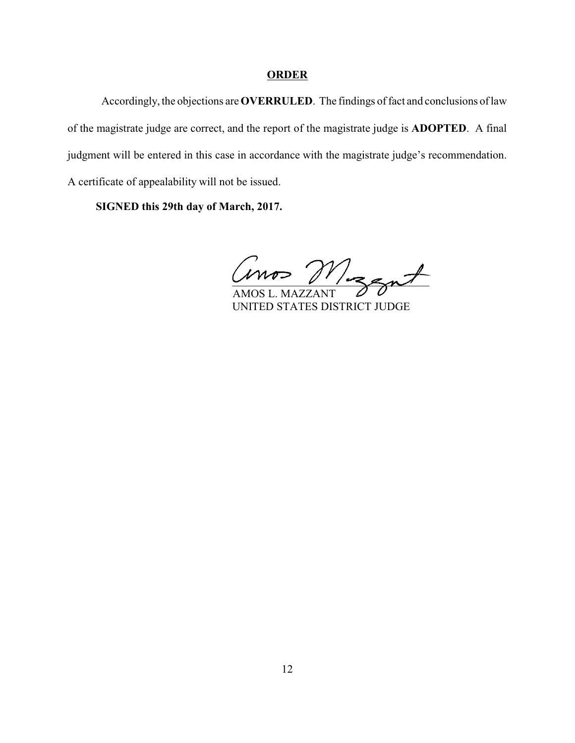## ORDER

Accordingly, the objections are **OVERRULED**. The findings of fact and conclusions of law of the magistrate judge are correct, and the report of the magistrate judge is **ADOPTED**. A final judgment will be entered in this case in accordance with the magistrate judge's recommendation. A certificate of appealability will not be issued.

**SIGNED this 29th day of March, 2017.**

AMOS L. MAZZANT
UNITED STATES DISTRICT JUDGE